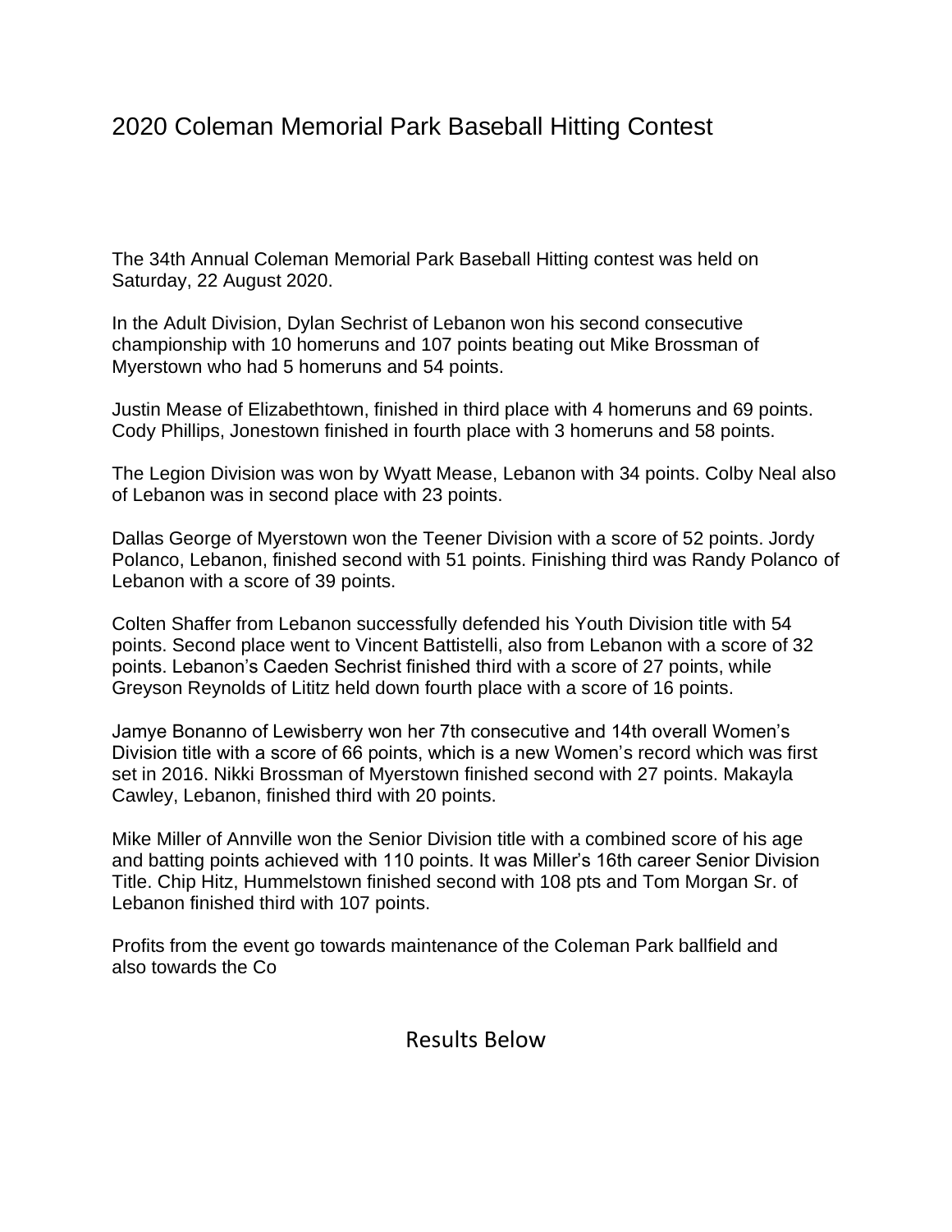# 2020 Coleman Memorial Park Baseball Hitting Contest

The 34th Annual Coleman Memorial Park Baseball Hitting contest was held on Saturday, 22 August 2020.

In the Adult Division, Dylan Sechrist of Lebanon won his second consecutive championship with 10 homeruns and 107 points beating out Mike Brossman of Myerstown who had 5 homeruns and 54 points.

Justin Mease of Elizabethtown, finished in third place with 4 homeruns and 69 points. Cody Phillips, Jonestown finished in fourth place with 3 homeruns and 58 points.

The Legion Division was won by Wyatt Mease, Lebanon with 34 points. Colby Neal also of Lebanon was in second place with 23 points.

Dallas George of Myerstown won the Teener Division with a score of 52 points. Jordy Polanco, Lebanon, finished second with 51 points. Finishing third was Randy Polanco of Lebanon with a score of 39 points.

Colten Shaffer from Lebanon successfully defended his Youth Division title with 54 points. Second place went to Vincent Battistelli, also from Lebanon with a score of 32 points. Lebanon's Caeden Sechrist finished third with a score of 27 points, while Greyson Reynolds of Lititz held down fourth place with a score of 16 points.

Jamye Bonanno of Lewisberry won her 7th consecutive and 14th overall Women's Division title with a score of 66 points, which is a new Women's record which was first set in 2016. Nikki Brossman of Myerstown finished second with 27 points. Makayla Cawley, Lebanon, finished third with 20 points.

Mike Miller of Annville won the Senior Division title with a combined score of his age and batting points achieved with 110 points. It was Miller's 16th career Senior Division Title. Chip Hitz, Hummelstown finished second with 108 pts and Tom Morgan Sr. of Lebanon finished third with 107 points.

Profits from the event go towards maintenance of the Coleman Park ballfield and also towards the Co

Results Below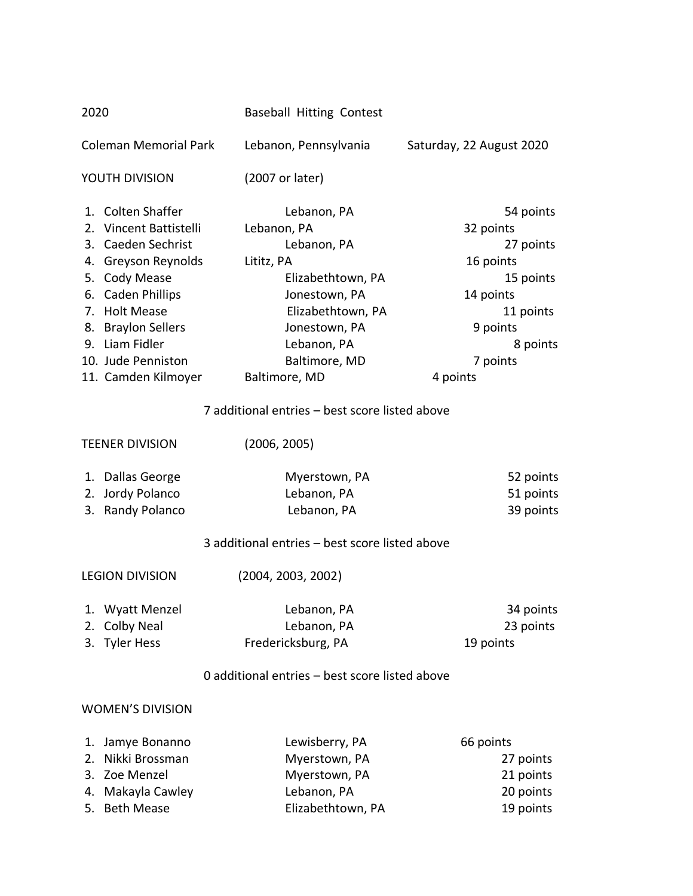2020 Baseball Hitting Contest

Coleman Memorial Park — Lebanon, Pennsylvania — Saturday, 22 August 2020

## YOUTH DIVISION (2007 or later)

| | Name | Hometown | Score |
|---|---|---|---|
| 1. | Colten Shaffer | Lebanon, PA | 54 points |
| 2. | Vincent Battistelli | Lebanon, PA | 32 points |
| 3. | Caeden Sechrist | Lebanon, PA | 27 points |
| 4. | Greyson Reynolds | Lititz, PA | 16 points |
| 5. | Cody Mease | Elizabethtown, PA | 15 points |
| 6. | Caden Phillips | Jonestown, PA | 14 points |
| 7. | Holt Mease | Elizabethtown, PA | 11 points |
| 8. | Braylon Sellers | Jonestown, PA | 9 points |
| 9. | Liam Fidler | Lebanon, PA | 8 points |
| 10. | Jude Penniston | Baltimore, MD | 7 points |
| 11. | Camden Kilmoyer | Baltimore, MD | 4 points |

7 additional entries – best score listed above

## TEENER DIVISION (2006, 2005)

| | Name | Hometown | Score |
|---|---|---|---|
| 1. | Dallas George | Myerstown, PA | 52 points |
| 2. | Jordy Polanco | Lebanon, PA | 51 points |
| 3. | Randy Polanco | Lebanon, PA | 39 points |

3 additional entries – best score listed above

## LEGION DIVISION (2004, 2003, 2002)

| | Name | Hometown | Score |
|---|---|---|---|
| 1. | Wyatt Menzel | Lebanon, PA | 34 points |
| 2. | Colby Neal | Lebanon, PA | 23 points |
| 3. | Tyler Hess | Fredericksburg, PA | 19 points |

0 additional entries – best score listed above

## WOMEN'S DIVISION

| | Name | Hometown | Score |
|---|---|---|---|
| 1. | Jamye Bonanno | Lewisberry, PA | 66 points |
| 2. | Nikki Brossman | Myerstown, PA | 27 points |
| 3. | Zoe Menzel | Myerstown, PA | 21 points |
| 4. | Makayla Cawley | Lebanon, PA | 20 points |
| 5. | Beth Mease | Elizabethtown, PA | 19 points |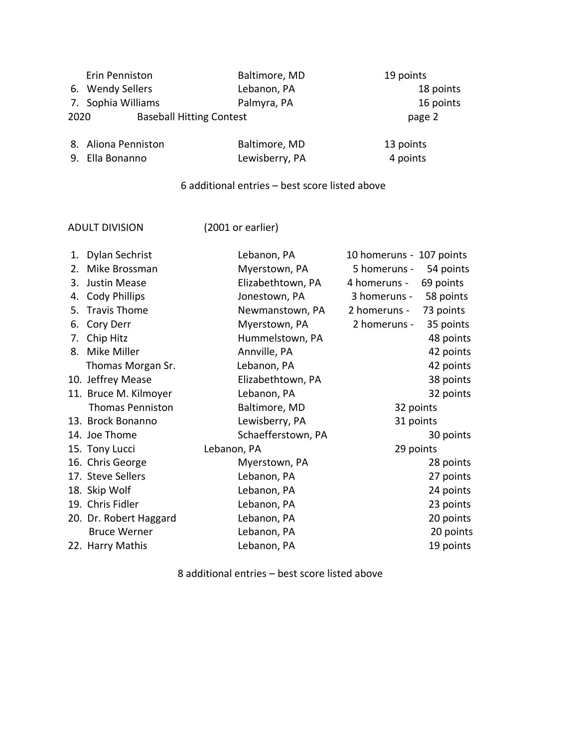| | | | |
|---|---|---|---|
| | Erin Penniston | Baltimore, MD | 19 points |
| 6. | Wendy Sellers | Lebanon, PA | 18 points |
| 7. | Sophia Williams | Palmyra, PA | 16 points |
| 8. | Aliona Penniston | Baltimore, MD | 13 points |
| 9. | Ella Bonanno | Lewisberry, PA | 4 points |

6 additional entries – best score listed above

ADULT DIVISION (2001 or earlier)

| | | | | |
|---|---|---|---|---|
| 1. | Dylan Sechrist | Lebanon, PA | 10 homeruns - | 107 points |
| 2. | Mike Brossman | Myerstown, PA | 5 homeruns - | 54 points |
| 3. | Justin Mease | Elizabethtown, PA | 4 homeruns - | 69 points |
| 4. | Cody Phillips | Jonestown, PA | 3 homeruns - | 58 points |
| 5. | Travis Thome | Newmanstown, PA | 2 homeruns - | 73 points |
| 6. | Cory Derr | Myerstown, PA | 2 homeruns - | 35 points |
| 7. | Chip Hitz | Hummelstown, PA | | 48 points |
| 8. | Mike Miller | Annville, PA | | 42 points |
| | Thomas Morgan Sr. | Lebanon, PA | | 42 points |
| 10. | Jeffrey Mease | Elizabethtown, PA | | 38 points |
| 11. | Bruce M. Kilmoyer | Lebanon, PA | | 32 points |
| | Thomas Penniston | Baltimore, MD | | 32 points |
| 13. | Brock Bonanno | Lewisberry, PA | | 31 points |
| 14. | Joe Thome | Schaefferstown, PA | | 30 points |
| 15. | Tony Lucci | Lebanon, PA | | 29 points |
| 16. | Chris George | Myerstown, PA | | 28 points |
| 17. | Steve Sellers | Lebanon, PA | | 27 points |
| 18. | Skip Wolf | Lebanon, PA | | 24 points |
| 19. | Chris Fidler | Lebanon, PA | | 23 points |
| 20. | Dr. Robert Haggard | Lebanon, PA | | 20 points |
| | Bruce Werner | Lebanon, PA | | 20 points |
| 22. | Harry Mathis | Lebanon, PA | | 19 points |

8 additional entries – best score listed above